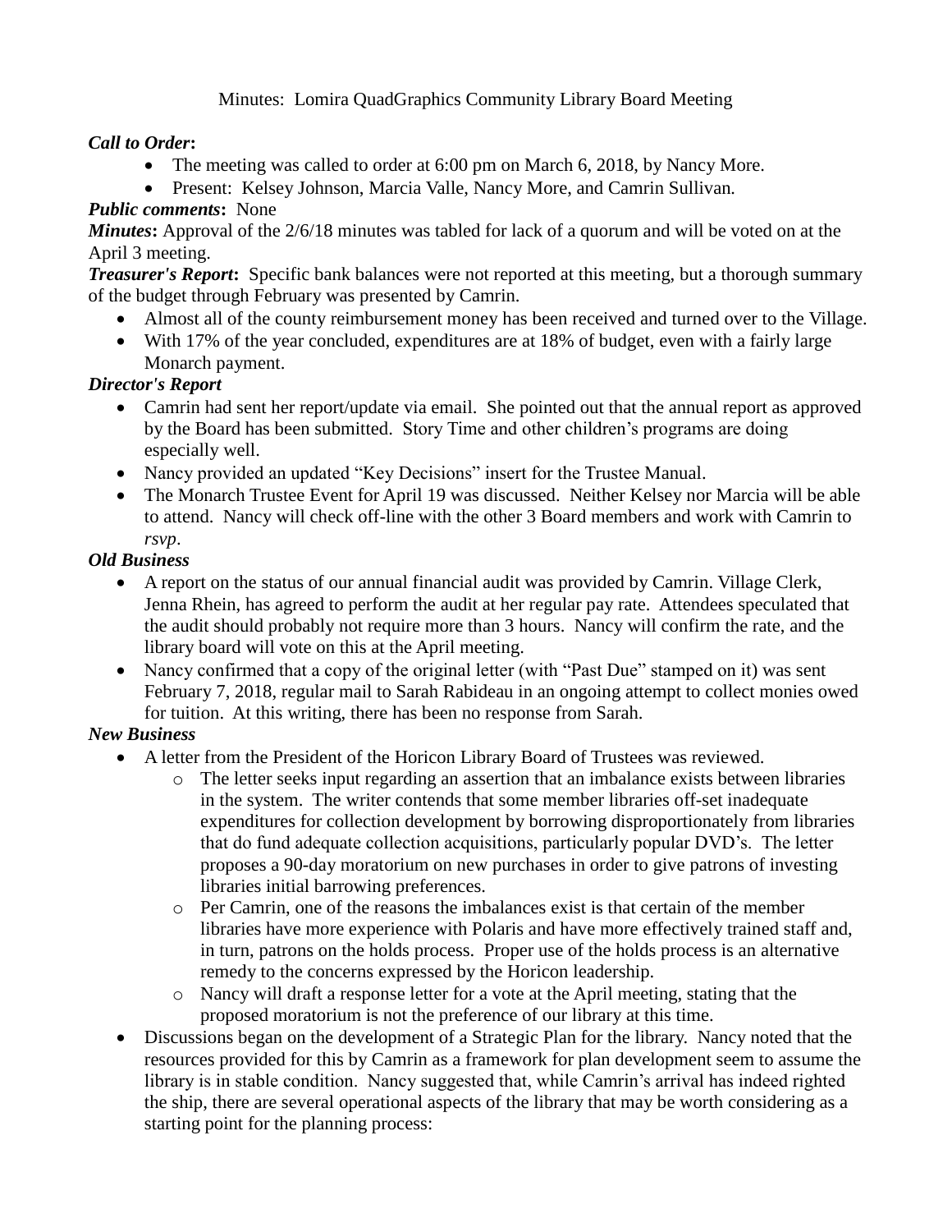Minutes: Lomira QuadGraphics Community Library Board Meeting

***Call to Order*:**

- The meeting was called to order at 6:00 pm on March 6, 2018, by Nancy More.
- Present: Kelsey Johnson, Marcia Valle, Nancy More, and Camrin Sullivan.

***Public comments*:** None

***Minutes*:** Approval of the 2/6/18 minutes was tabled for lack of a quorum and will be voted on at the April 3 meeting.

***Treasurer's Report*:** Specific bank balances were not reported at this meeting, but a thorough summary of the budget through February was presented by Camrin.

- Almost all of the county reimbursement money has been received and turned over to the Village.
- With 17% of the year concluded, expenditures are at 18% of budget, even with a fairly large Monarch payment.

***Director's Report***

- Camrin had sent her report/update via email. She pointed out that the annual report as approved by the Board has been submitted. Story Time and other children's programs are doing especially well.
- Nancy provided an updated "Key Decisions" insert for the Trustee Manual.
- The Monarch Trustee Event for April 19 was discussed. Neither Kelsey nor Marcia will be able to attend. Nancy will check off-line with the other 3 Board members and work with Camrin to *rsvp*.

***Old Business***

- A report on the status of our annual financial audit was provided by Camrin. Village Clerk, Jenna Rhein, has agreed to perform the audit at her regular pay rate. Attendees speculated that the audit should probably not require more than 3 hours. Nancy will confirm the rate, and the library board will vote on this at the April meeting.
- Nancy confirmed that a copy of the original letter (with "Past Due" stamped on it) was sent February 7, 2018, regular mail to Sarah Rabideau in an ongoing attempt to collect monies owed for tuition. At this writing, there has been no response from Sarah.

***New Business***

- A letter from the President of the Horicon Library Board of Trustees was reviewed.
  - The letter seeks input regarding an assertion that an imbalance exists between libraries in the system. The writer contends that some member libraries off-set inadequate expenditures for collection development by borrowing disproportionately from libraries that do fund adequate collection acquisitions, particularly popular DVD's. The letter proposes a 90-day moratorium on new purchases in order to give patrons of investing libraries initial barrowing preferences.
  - Per Camrin, one of the reasons the imbalances exist is that certain of the member libraries have more experience with Polaris and have more effectively trained staff and, in turn, patrons on the holds process. Proper use of the holds process is an alternative remedy to the concerns expressed by the Horicon leadership.
  - Nancy will draft a response letter for a vote at the April meeting, stating that the proposed moratorium is not the preference of our library at this time.
- Discussions began on the development of a Strategic Plan for the library. Nancy noted that the resources provided for this by Camrin as a framework for plan development seem to assume the library is in stable condition. Nancy suggested that, while Camrin's arrival has indeed righted the ship, there are several operational aspects of the library that may be worth considering as a starting point for the planning process: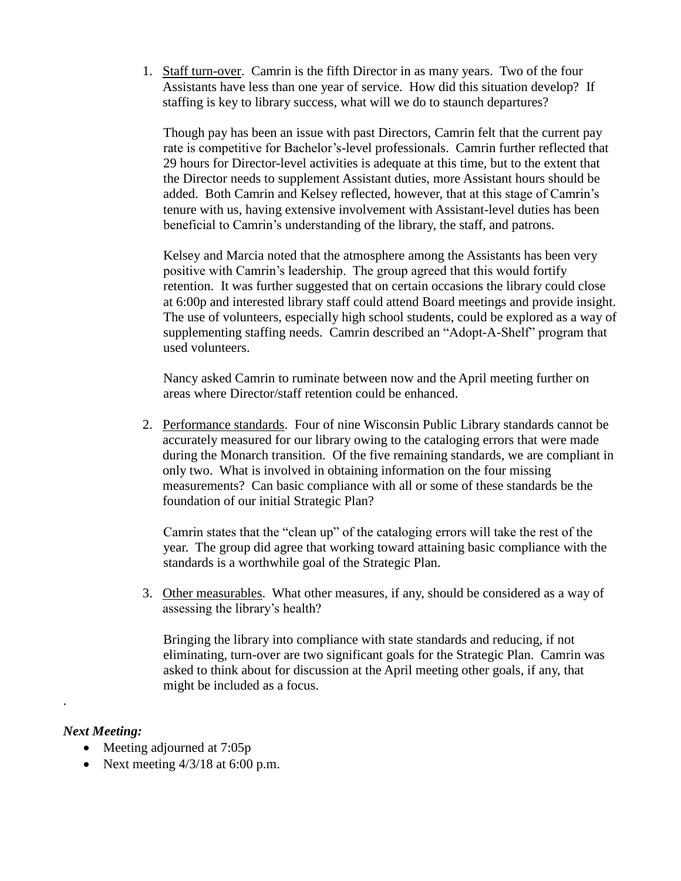1. Staff turn-over. Camrin is the fifth Director in as many years. Two of the four Assistants have less than one year of service. How did this situation develop? If staffing is key to library success, what will we do to staunch departures?

   Though pay has been an issue with past Directors, Camrin felt that the current pay rate is competitive for Bachelor's-level professionals. Camrin further reflected that 29 hours for Director-level activities is adequate at this time, but to the extent that the Director needs to supplement Assistant duties, more Assistant hours should be added. Both Camrin and Kelsey reflected, however, that at this stage of Camrin's tenure with us, having extensive involvement with Assistant-level duties has been beneficial to Camrin's understanding of the library, the staff, and patrons.

   Kelsey and Marcia noted that the atmosphere among the Assistants has been very positive with Camrin's leadership. The group agreed that this would fortify retention. It was further suggested that on certain occasions the library could close at 6:00p and interested library staff could attend Board meetings and provide insight. The use of volunteers, especially high school students, could be explored as a way of supplementing staffing needs. Camrin described an "Adopt-A-Shelf" program that used volunteers.

   Nancy asked Camrin to ruminate between now and the April meeting further on areas where Director/staff retention could be enhanced.

2. Performance standards. Four of nine Wisconsin Public Library standards cannot be accurately measured for our library owing to the cataloging errors that were made during the Monarch transition. Of the five remaining standards, we are compliant in only two. What is involved in obtaining information on the four missing measurements? Can basic compliance with all or some of these standards be the foundation of our initial Strategic Plan?

   Camrin states that the "clean up" of the cataloging errors will take the rest of the year. The group did agree that working toward attaining basic compliance with the standards is a worthwhile goal of the Strategic Plan.

3. Other measurables. What other measures, if any, should be considered as a way of assessing the library's health?

   Bringing the library into compliance with state standards and reducing, if not eliminating, turn-over are two significant goals for the Strategic Plan. Camrin was asked to think about for discussion at the April meeting other goals, if any, that might be included as a focus.

.

***Next Meeting:***

- Meeting adjourned at 7:05p
- Next meeting 4/3/18 at 6:00 p.m.